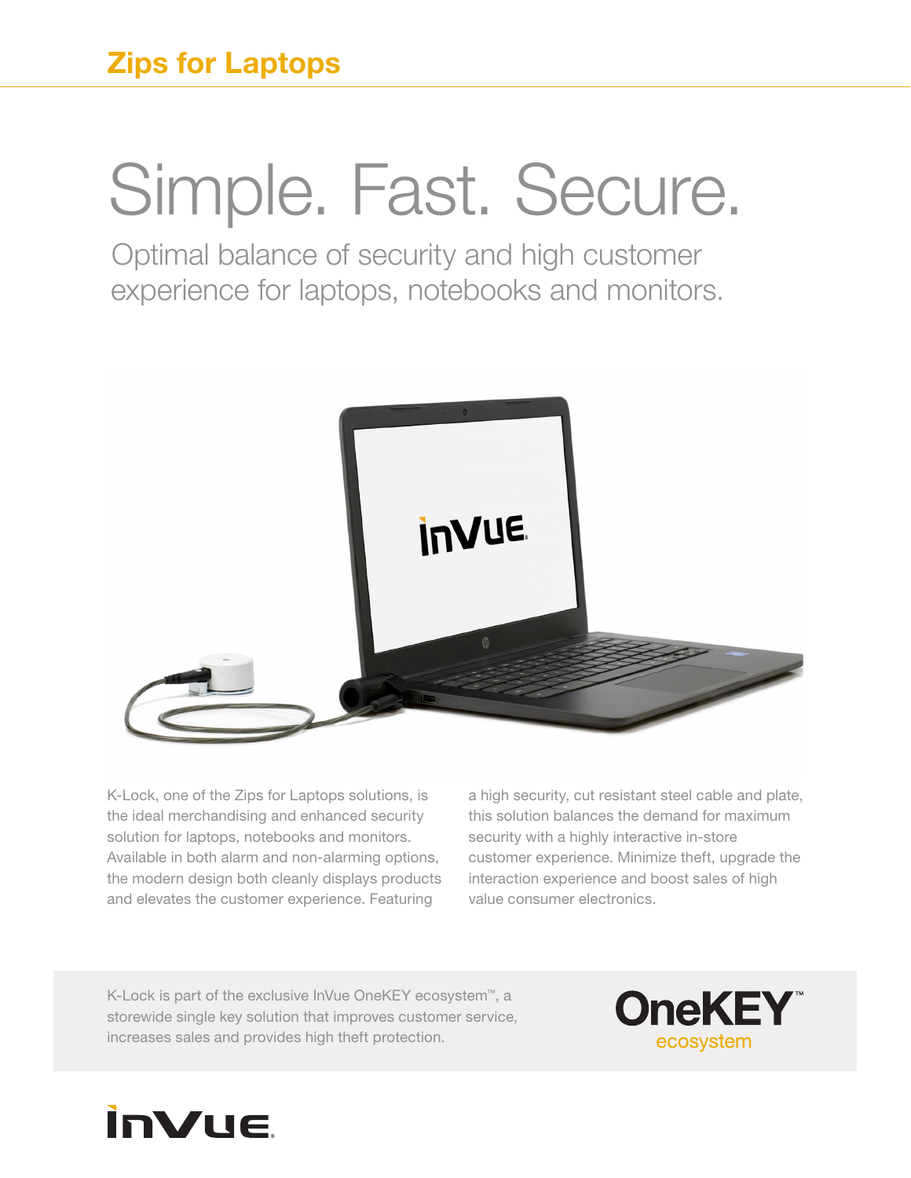## Zips for Laptops

# Simple. Fast. Secure.

Optimal balance of security and high customer experience for laptops, notebooks and monitors.

K-Lock, one of the Zips for Laptops solutions, is the ideal merchandising and enhanced security solution for laptops, notebooks and monitors. Available in both alarm and non-alarming options, the modern design both cleanly displays products and elevates the customer experience. Featuring a high security, cut resistant steel cable and plate, this solution balances the demand for maximum security with a highly interactive in-store customer experience. Minimize theft, upgrade the interaction experience and boost sales of high value consumer electronics.

K-Lock is part of the exclusive InVue OneKEY ecosystem™, a storewide single key solution that improves customer service, increases sales and provides high theft protection.

OneKEY™ ecosystem

InVue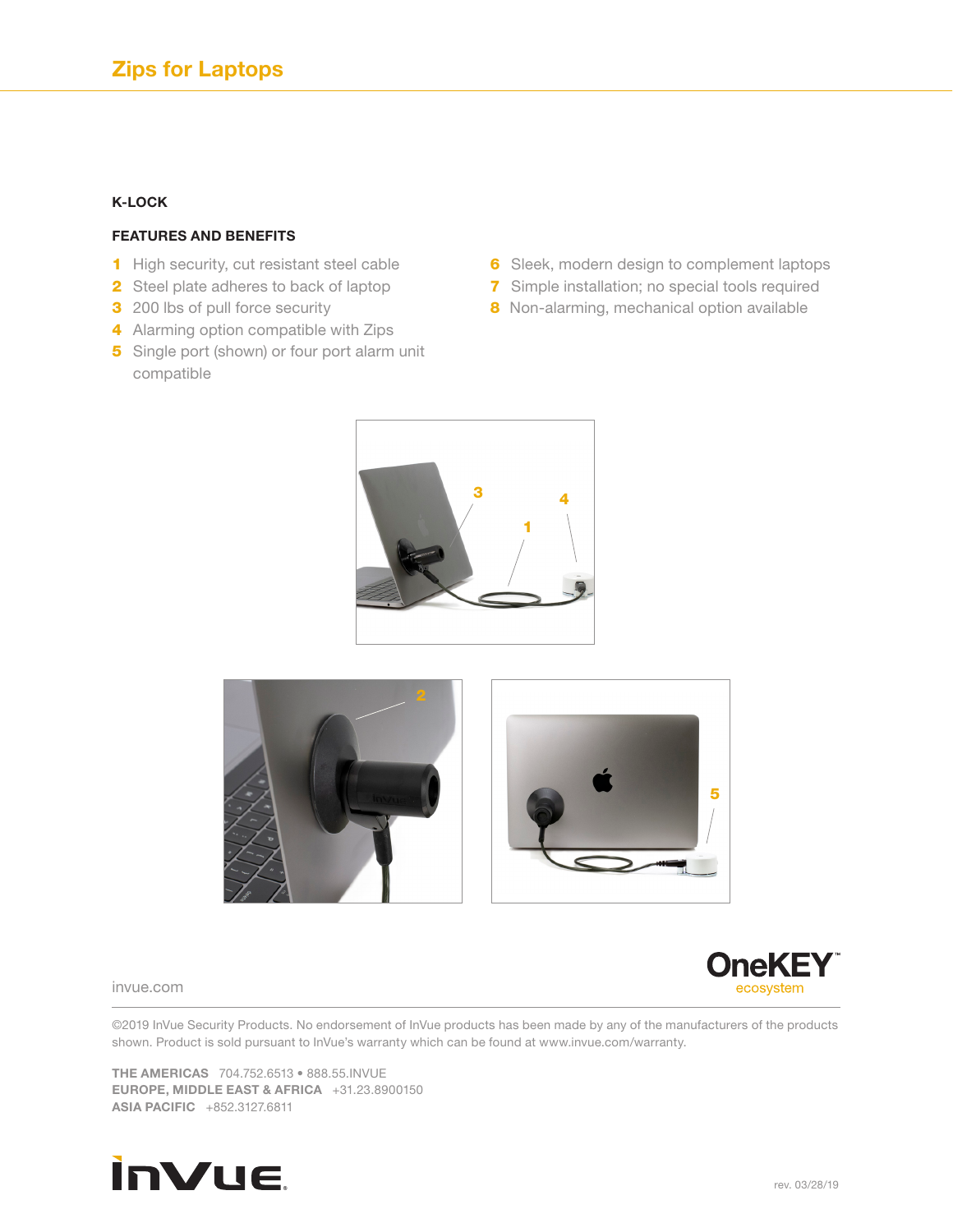# Zips for Laptops

## K-LOCK

### FEATURES AND BENEFITS

1. High security, cut resistant steel cable
2. Steel plate adheres to back of laptop
3. 200 lbs of pull force security
4. Alarming option compatible with Zips
5. Single port (shown) or four port alarm unit compatible
6. Sleek, modern design to complement laptops
7. Simple installation; no special tools required
8. Non-alarming, mechanical option available

invue.com

OneKEY™ ecosystem

©2019 InVue Security Products. No endorsement of InVue products has been made by any of the manufacturers of the products shown. Product is sold pursuant to InVue's warranty which can be found at www.invue.com/warranty.

**THE AMERICAS** 704.752.6513 • 888.55.INVUE
**EUROPE, MIDDLE EAST & AFRICA** +31.23.8900150
**ASIA PACIFIC** +852.3127.6811

InVue

rev. 03/28/19